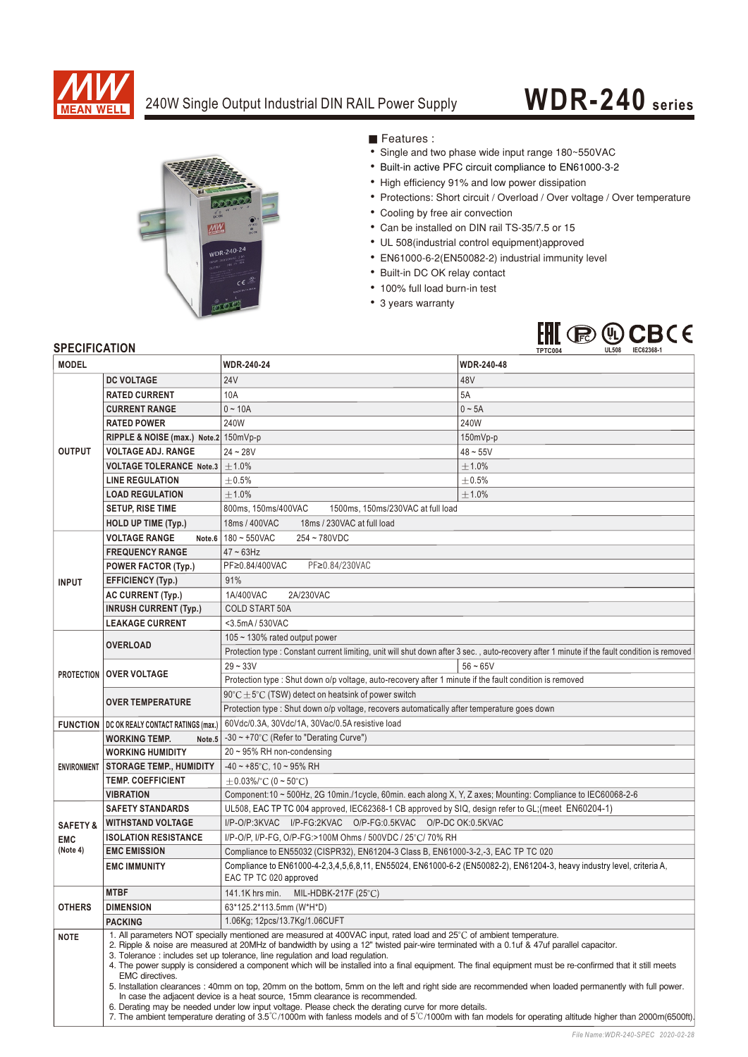# 240W Single Output Industrial DIN RAIL Power Supply

# WDR-240 series

## Features :

- Single and two phase wide input range 180~550VAC
- Built-in active PFC circuit compliance to EN61000-3-2
- High efficiency 91% and low power dissipation
- Protections: Short circuit / Overload / Over voltage / Over temperature
- Cooling by free air convection
- Can be installed on DIN rail TS-35/7.5 or 15
- UL 508(industrial control equipment)approved
- EN61000-6-2(EN50082-2) industrial immunity level
- Built-in DC OK relay contact
- 100% full load burn-in test
- 3 years warranty

TPTC004 UL508 IEC62368-1

## SPECIFICATION

| MODEL | | WDR-240-24 | WDR-240-48 |
|---|---|---|---|
| OUTPUT | DC VOLTAGE | 24V | 48V |
| | RATED CURRENT | 10A | 5A |
| | CURRENT RANGE | 0 ~ 10A | 0 ~ 5A |
| | RATED POWER | 240W | 240W |
| | RIPPLE & NOISE (max.) Note.2 | 150mVp-p | 150mVp-p |
| | VOLTAGE ADJ. RANGE | 24 ~ 28V | 48 ~ 55V |
| | VOLTAGE TOLERANCE Note.3 | ±1.0% | ±1.0% |
| | LINE REGULATION | ±0.5% | ±0.5% |
| | LOAD REGULATION | ±1.0% | ±1.0% |
| | SETUP, RISE TIME | 800ms, 150ms/400VAC 1500ms, 150ms/230VAC at full load | |
| | HOLD UP TIME (Typ.) | 18ms / 400VAC 18ms / 230VAC at full load | |
| INPUT | VOLTAGE RANGE Note.6 | 180 ~ 550VAC 254 ~ 780VDC | |
| | FREQUENCY RANGE | 47 ~ 63Hz | |
| | POWER FACTOR (Typ.) | PF≥0.84/400VAC PF≥0.84/230VAC | |
| | EFFICIENCY (Typ.) | 91% | |
| | AC CURRENT (Typ.) | 1A/400VAC 2A/230VAC | |
| | INRUSH CURRENT (Typ.) | COLD START 50A | |
| | LEAKAGE CURRENT | <3.5mA / 530VAC | |
| PROTECTION | OVERLOAD | 105 ~ 130% rated output power | |
| | | Protection type : Constant current limiting, unit will shut down after 3 sec. , auto-recovery after 1 minute if the fault condition is removed | |
| | OVER VOLTAGE | 29 ~ 33V | 56 ~ 65V |
| | | Protection type : Shut down o/p voltage, auto-recovery after 1 minute if the fault condition is removed | |
| | OVER TEMPERATURE | 90℃±5℃ (TSW) detect on heatsink of power switch | |
| | | Protection type : Shut down o/p voltage, recovers automatically after temperature goes down | |
| FUNCTION | DC OK REALY CONTACT RATINGS (max.) | 60Vdc/0.3A, 30Vdc/1A, 30Vac/0.5A resistive load | |
| ENVIRONMENT | WORKING TEMP. Note.5 | -30 ~ +70℃ (Refer to "Derating Curve") | |
| | WORKING HUMIDITY | 20 ~ 95% RH non-condensing | |
| | STORAGE TEMP., HUMIDITY | -40 ~ +85℃, 10 ~ 95% RH | |
| | TEMP. COEFFICIENT | ±0.03%/℃ (0 ~ 50℃) | |
| | VIBRATION | Component:10 ~ 500Hz, 2G 10min./1cycle, 60min. each along X, Y, Z axes; Mounting: Compliance to IEC60068-2-6 | |
| SAFETY & EMC (Note 4) | SAFETY STANDARDS | UL508, EAC TP TC 004 approved, IEC62368-1 CB approved by SIQ, design refer to GL;(meet EN60204-1) | |
| | WITHSTAND VOLTAGE | I/P-O/P:3KVAC I/P-FG:2KVAC O/P-FG:0.5KVAC O/P-DC OK:0.5KVAC | |
| | ISOLATION RESISTANCE | I/P-O/P, I/P-FG, O/P-FG:>100M Ohms / 500VDC / 25℃/ 70% RH | |
| | EMC EMISSION | Compliance to EN55032 (CISPR32), EN61204-3 Class B, EN61000-3-2,-3, EAC TP TC 020 | |
| | EMC IMMUNITY | Compliance to EN61000-4-2,3,4,5,6,8,11, EN55024, EN61000-6-2 (EN50082-2), EN61204-3, heavy industry level, criteria A, EAC TP TC 020 approved | |
| OTHERS | MTBF | 141.1K hrs min. MIL-HDBK-217F (25℃) | |
| | DIMENSION | 63*125.2*113.5mm (W*H*D) | |
| | PACKING | 1.06Kg; 12pcs/13.7Kg/1.06CUFT | |

**NOTE**

1. All parameters NOT specially mentioned are measured at 400VAC input, rated load and 25℃ of ambient temperature.
2. Ripple & noise are measured at 20MHz of bandwidth by using a 12" twisted pair-wire terminated with a 0.1uf & 47uf parallel capacitor.
3. Tolerance : includes set up tolerance, line regulation and load regulation.
4. The power supply is considered a component which will be installed into a final equipment. The final equipment must be re-confirmed that it still meets EMC directives.
5. Installation clearances : 40mm on top, 20mm on the bottom, 5mm on the left and right side are recommended when loaded permanently with full power. In case the adjacent device is a heat source, 15mm clearance is recommended.
6. Derating may be needed under low input voltage. Please check the derating curve for more details.
7. The ambient temperature derating of 3.5℃/1000m with fanless models and of 5℃/1000m with fan models for operating altitude higher than 2000m(6500ft).

File Name:WDR-240-SPEC 2020-02-28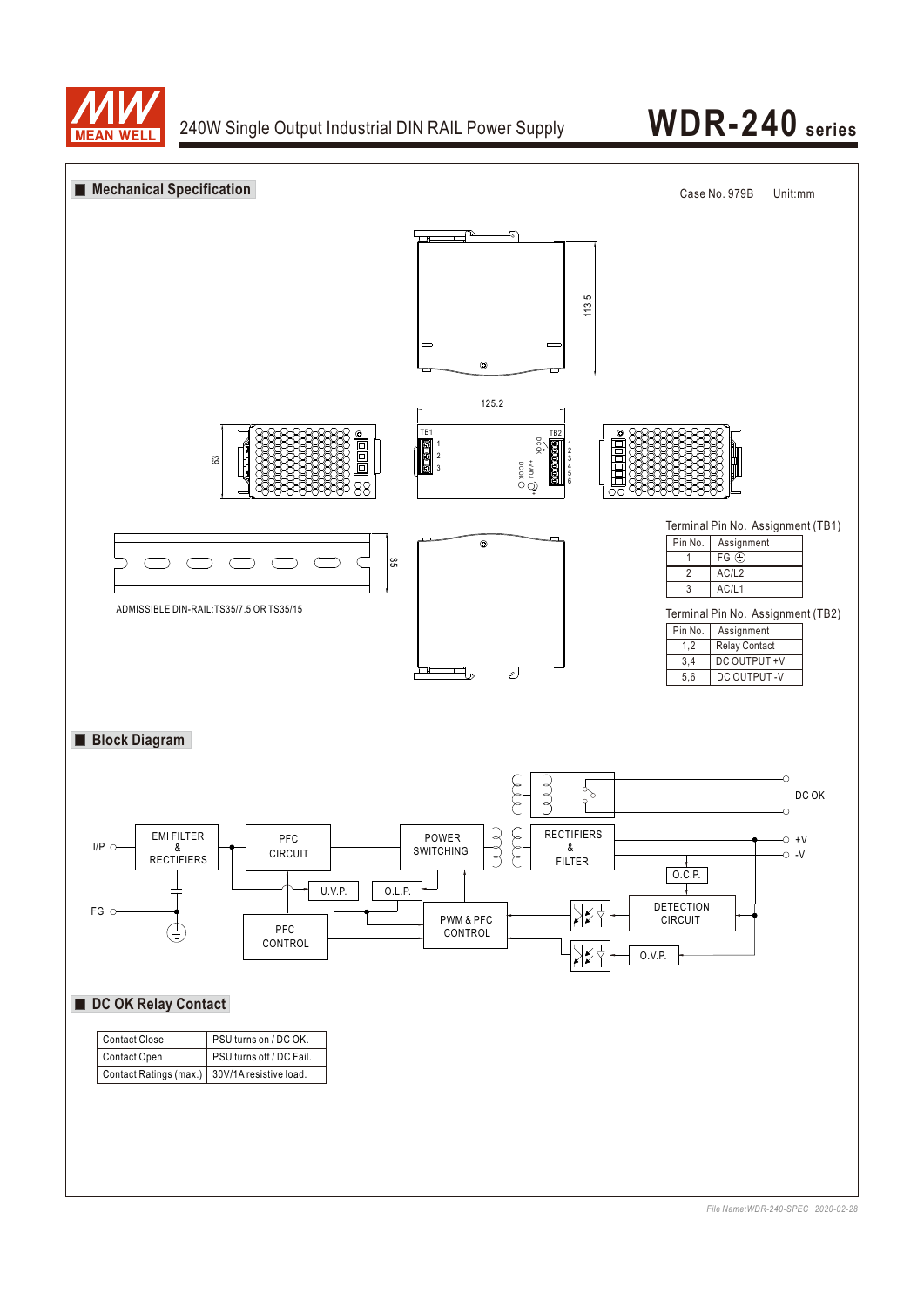240W Single Output Industrial DIN RAIL Power Supply

# WDR-240 series

## Mechanical Specification

Case No. 979B  Unit:mm

113.5

125.2

63

TB1  TB2

35

ADMISSIBLE DIN-RAIL:TS35/7.5 OR TS35/15

Terminal Pin No. Assignment (TB1)

| Pin No. | Assignment |
|---|---|
| 1 | FG ⏚ |
| 2 | AC/L2 |
| 3 | AC/L1 |

Terminal Pin No. Assignment (TB2)

| Pin No. | Assignment |
|---|---|
| 1,2 | Relay Contact |
| 3,4 | DC OUTPUT +V |
| 5,6 | DC OUTPUT -V |

## Block Diagram

I/P, FG, EMI FILTER & RECTIFIERS, PFC CIRCUIT, POWER SWITCHING, RECTIFIERS & FILTER, DC OK, +V, -V, O.C.P., DETECTION CIRCUIT, O.V.P., PWM & PFC CONTROL, PFC CONTROL, U.V.P., O.L.P.

## DC OK Relay Contact

| Contact Close | PSU turns on / DC OK. |
|---|---|
| Contact Open | PSU turns off / DC Fail. |
| Contact Ratings (max.) | 30V/1A resistive load. |

*File Name:WDR-240-SPEC 2020-02-28*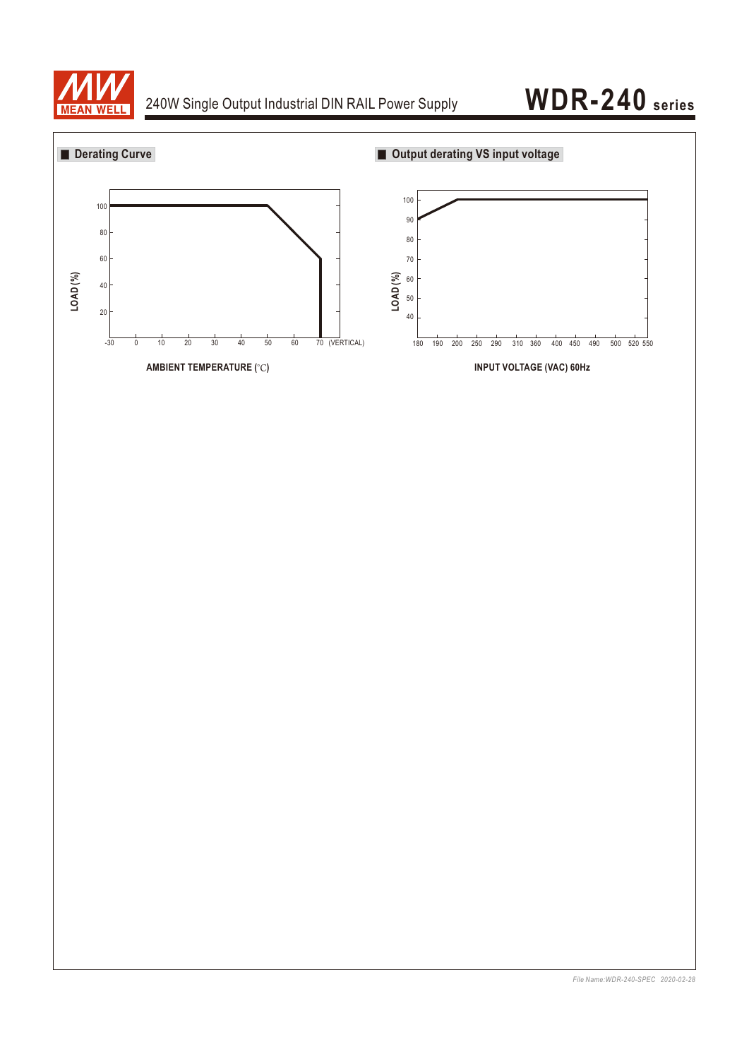## Derating Curve

100
80
60
40
20
LOAD (%)
-30 0 10 20 30 40 50 60 70 (VERTICAL)

AMBIENT TEMPERATURE (℃)

## Output derating VS input voltage

100
90
80
70
60
50
40
LOAD (%)
180 190 200 250 290 310 360 400 450 490 500 520 550

INPUT VOLTAGE (VAC) 60Hz

*File Name:WDR-240-SPEC 2020-02-28*